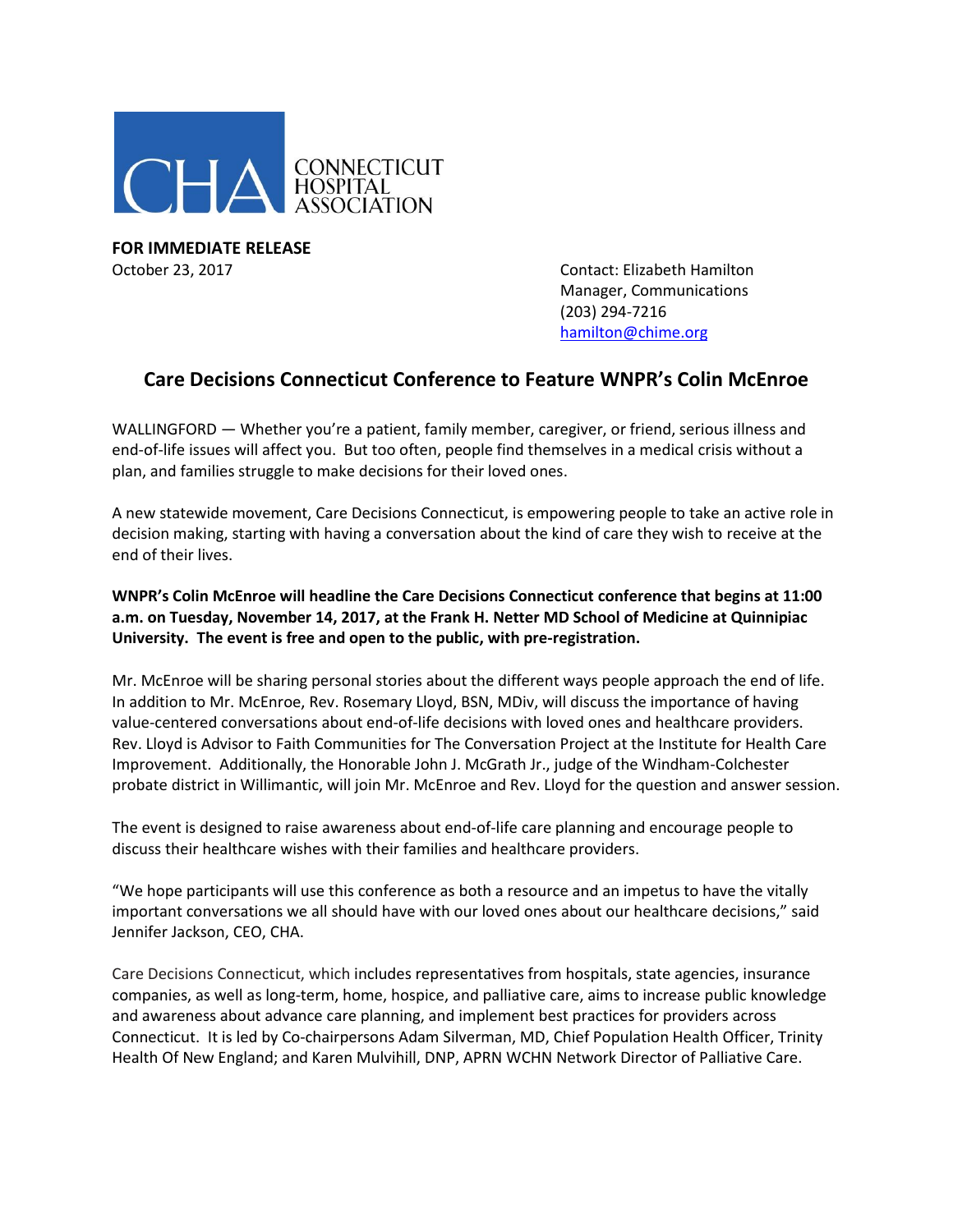CONNECTICUT HOSPITAL ASSOCIATION

**FOR IMMEDIATE RELEASE**
October 23, 2017

Contact: Elizabeth Hamilton
Manager, Communications
(203) 294-7216
hamilton@chime.org

## Care Decisions Connecticut Conference to Feature WNPR's Colin McEnroe

WALLINGFORD — Whether you're a patient, family member, caregiver, or friend, serious illness and end-of-life issues will affect you. But too often, people find themselves in a medical crisis without a plan, and families struggle to make decisions for their loved ones.

A new statewide movement, Care Decisions Connecticut, is empowering people to take an active role in decision making, starting with having a conversation about the kind of care they wish to receive at the end of their lives.

**WNPR's Colin McEnroe will headline the Care Decisions Connecticut conference that begins at 11:00 a.m. on Tuesday, November 14, 2017, at the Frank H. Netter MD School of Medicine at Quinnipiac University. The event is free and open to the public, with pre-registration.**

Mr. McEnroe will be sharing personal stories about the different ways people approach the end of life. In addition to Mr. McEnroe, Rev. Rosemary Lloyd, BSN, MDiv, will discuss the importance of having value-centered conversations about end-of-life decisions with loved ones and healthcare providers. Rev. Lloyd is Advisor to Faith Communities for The Conversation Project at the Institute for Health Care Improvement. Additionally, the Honorable John J. McGrath Jr., judge of the Windham-Colchester probate district in Willimantic, will join Mr. McEnroe and Rev. Lloyd for the question and answer session.

The event is designed to raise awareness about end-of-life care planning and encourage people to discuss their healthcare wishes with their families and healthcare providers.

"We hope participants will use this conference as both a resource and an impetus to have the vitally important conversations we all should have with our loved ones about our healthcare decisions," said Jennifer Jackson, CEO, CHA.

Care Decisions Connecticut, which includes representatives from hospitals, state agencies, insurance companies, as well as long-term, home, hospice, and palliative care, aims to increase public knowledge and awareness about advance care planning, and implement best practices for providers across Connecticut. It is led by Co-chairpersons Adam Silverman, MD, Chief Population Health Officer, Trinity Health Of New England; and Karen Mulvihill, DNP, APRN WCHN Network Director of Palliative Care.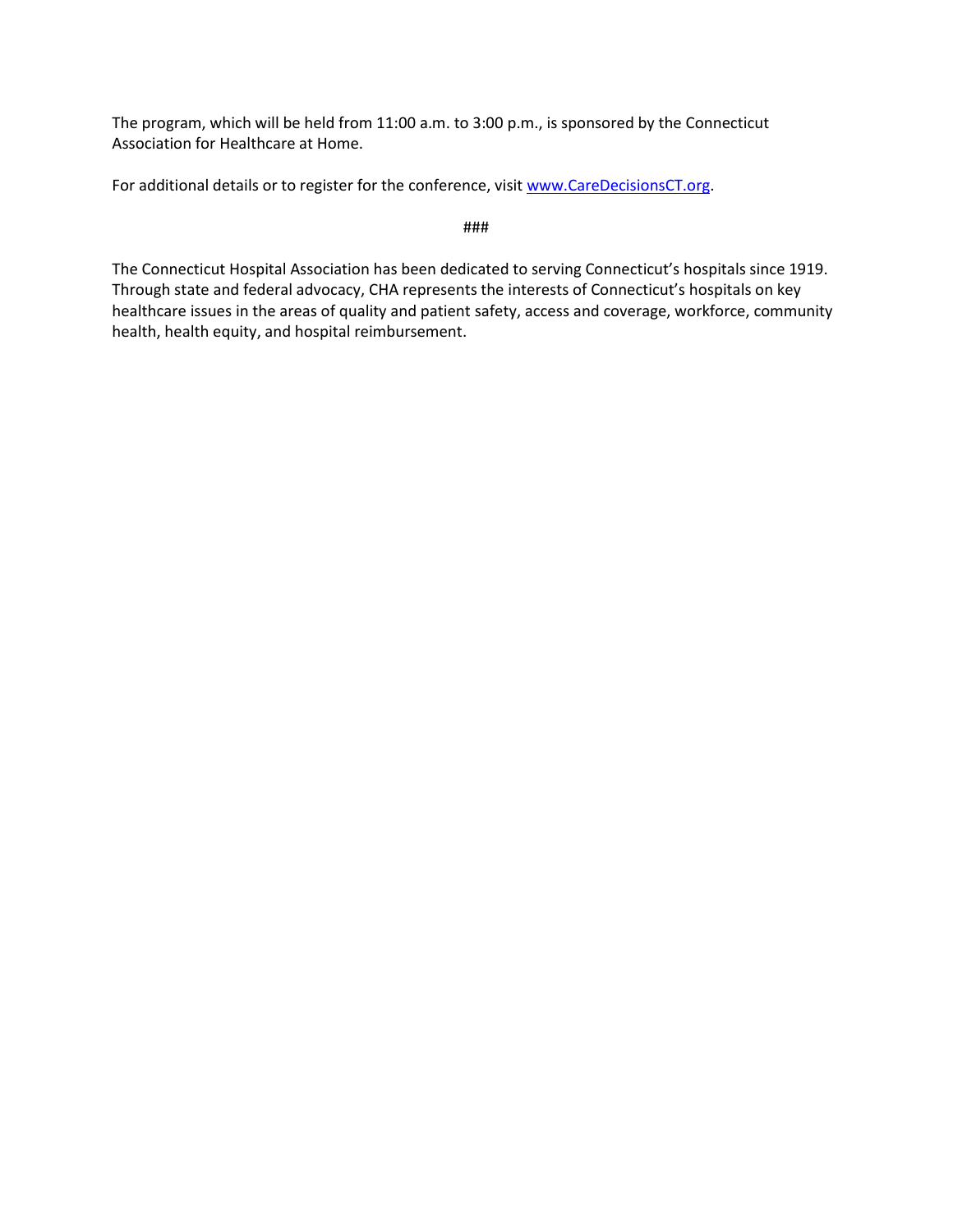The program, which will be held from 11:00 a.m. to 3:00 p.m., is sponsored by the Connecticut Association for Healthcare at Home.

For additional details or to register for the conference, visit www.CareDecisionsCT.org.

###

The Connecticut Hospital Association has been dedicated to serving Connecticut's hospitals since 1919. Through state and federal advocacy, CHA represents the interests of Connecticut's hospitals on key healthcare issues in the areas of quality and patient safety, access and coverage, workforce, community health, health equity, and hospital reimbursement.